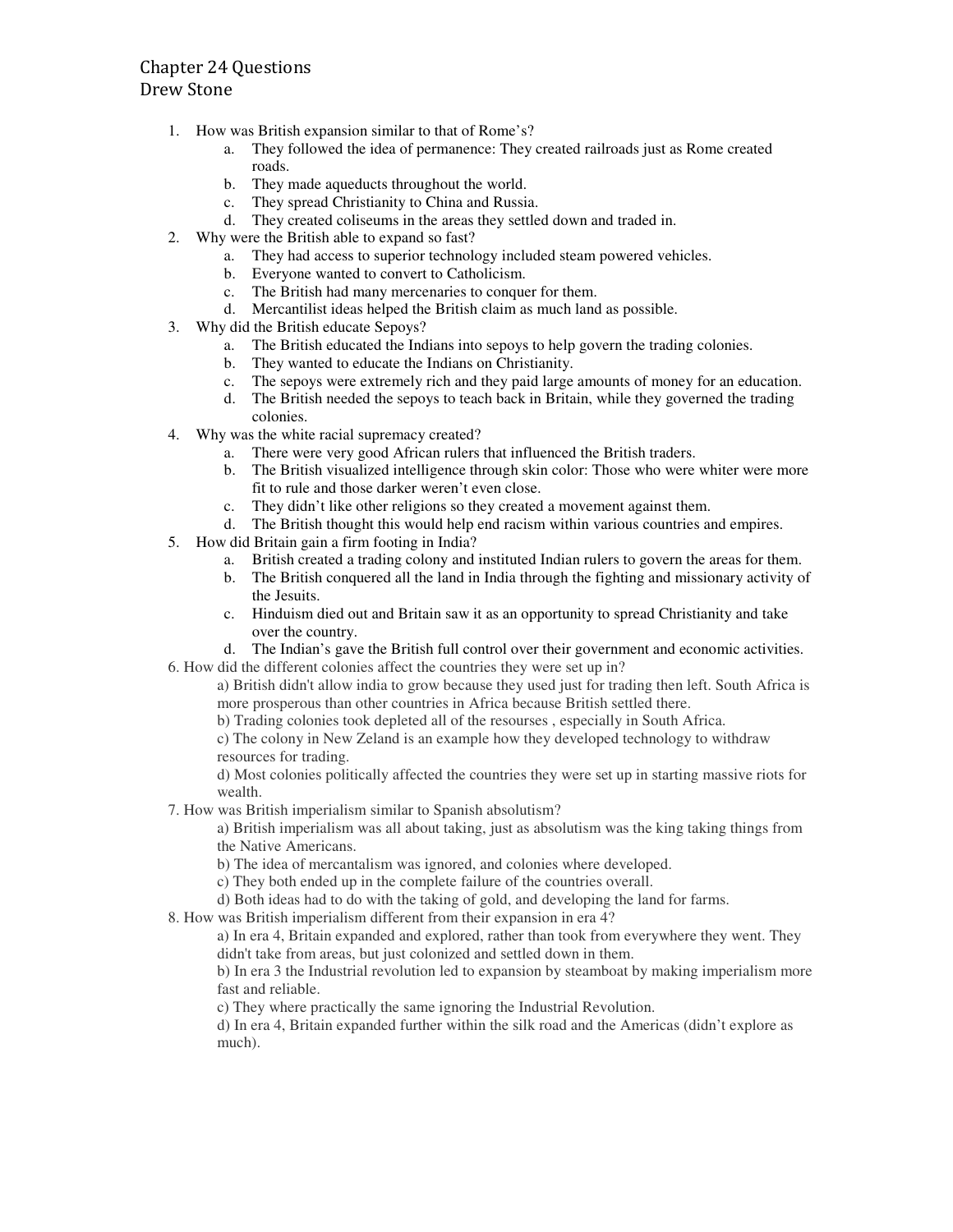Chapter 24 Questions
Drew Stone

1. How was British expansion similar to that of Rome's?
   a. They followed the idea of permanence: They created railroads just as Rome created roads.
   b. They made aqueducts throughout the world.
   c. They spread Christianity to China and Russia.
   d. They created coliseums in the areas they settled down and traded in.
2. Why were the British able to expand so fast?
   a. They had access to superior technology included steam powered vehicles.
   b. Everyone wanted to convert to Catholicism.
   c. The British had many mercenaries to conquer for them.
   d. Mercantilist ideas helped the British claim as much land as possible.
3. Why did the British educate Sepoys?
   a. The British educated the Indians into sepoys to help govern the trading colonies.
   b. They wanted to educate the Indians on Christianity.
   c. The sepoys were extremely rich and they paid large amounts of money for an education.
   d. The British needed the sepoys to teach back in Britain, while they governed the trading colonies.
4. Why was the white racial supremacy created?
   a. There were very good African rulers that influenced the British traders.
   b. The British visualized intelligence through skin color: Those who were whiter were more fit to rule and those darker weren't even close.
   c. They didn't like other religions so they created a movement against them.
   d. The British thought this would help end racism within various countries and empires.
5. How did Britain gain a firm footing in India?
   a. British created a trading colony and instituted Indian rulers to govern the areas for them.
   b. The British conquered all the land in India through the fighting and missionary activity of the Jesuits.
   c. Hinduism died out and Britain saw it as an opportunity to spread Christianity and take over the country.
   d. The Indian's gave the British full control over their government and economic activities.

6. How did the different colonies affect the countries they were set up in?

   a) British didn't allow india to grow because they used just for trading then left. South Africa is more prosperous than other countries in Africa because British settled there.

   b) Trading colonies took depleted all of the resourses , especially in South Africa.

   c) The colony in New Zeland is an example how they developed technology to withdraw resources for trading.

   d) Most colonies politically affected the countries they were set up in starting massive riots for wealth.

7. How was British imperialism similar to Spanish absolutism?

   a) British imperialism was all about taking, just as absolutism was the king taking things from the Native Americans.

   b) The idea of mercantalism was ignored, and colonies where developed.

   c) They both ended up in the complete failure of the countries overall.

   d) Both ideas had to do with the taking of gold, and developing the land for farms.

8. How was British imperialism different from their expansion in era 4?

   a) In era 4, Britain expanded and explored, rather than took from everywhere they went. They didn't take from areas, but just colonized and settled down in them.

   b) In era 3 the Industrial revolution led to expansion by steamboat by making imperialism more fast and reliable.

   c) They where practically the same ignoring the Industrial Revolution.

   d) In era 4, Britain expanded further within the silk road and the Americas (didn't explore as much).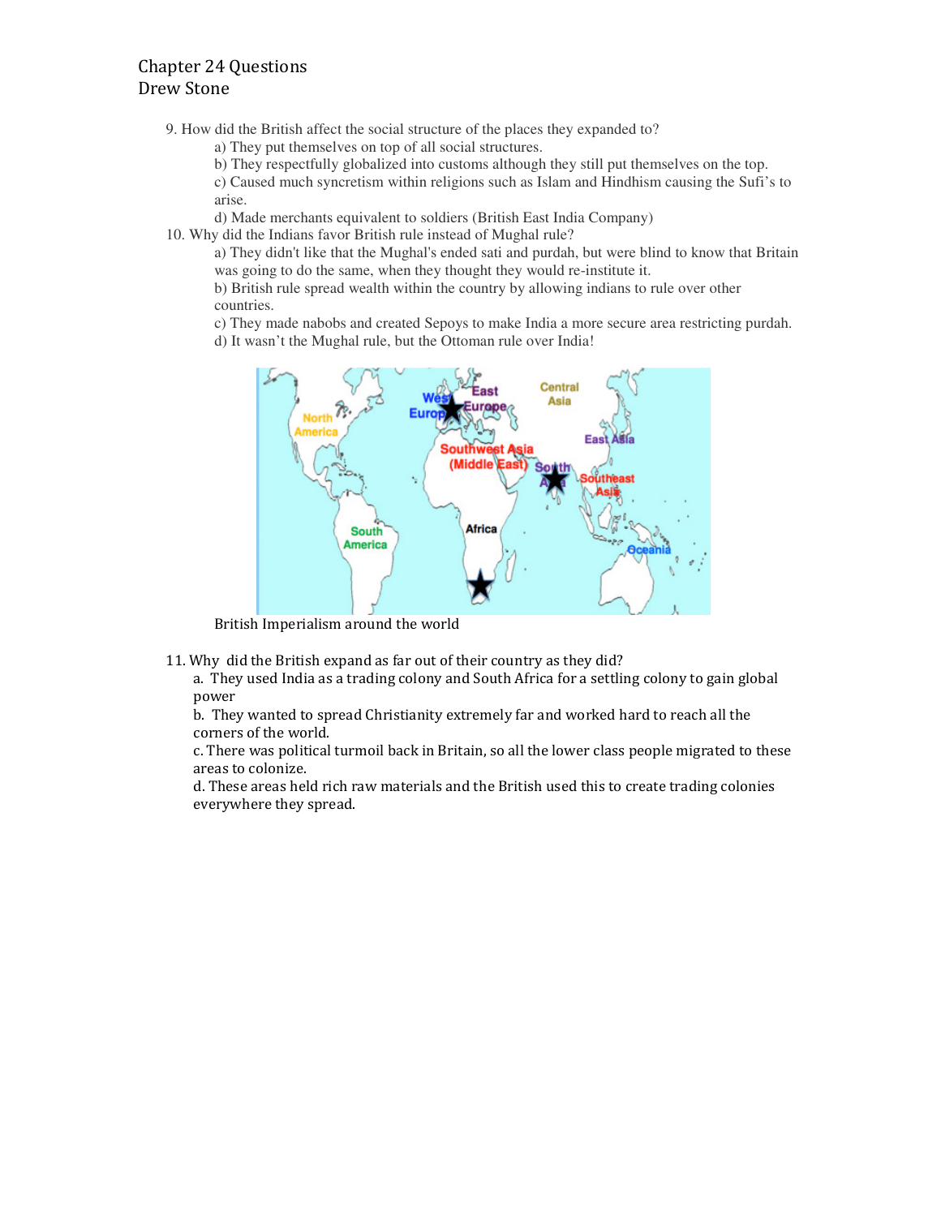Chapter 24 Questions
Drew Stone

9. How did the British affect the social structure of the places they expanded to?
   a) They put themselves on top of all social structures.
   b) They respectfully globalized into customs although they still put themselves on the top.
   c) Caused much syncretism within religions such as Islam and Hindhism causing the Sufi's to arise.
   d) Made merchants equivalent to soldiers (British East India Company)
10. Why did the Indians favor British rule instead of Mughal rule?
    a) They didn't like that the Mughal's ended sati and purdah, but were blind to know that Britain was going to do the same, when they thought they would re-institute it.
    b) British rule spread wealth within the country by allowing indians to rule over other countries.
    c) They made nabobs and created Sepoys to make India a more secure area restricting purdah.
    d) It wasn't the Mughal rule, but the Ottoman rule over India!

British Imperialism around the world

11. Why did the British expand as far out of their country as they did?
    a. They used India as a trading colony and South Africa for a settling colony to gain global power
    b. They wanted to spread Christianity extremely far and worked hard to reach all the corners of the world.
    c. There was political turmoil back in Britain, so all the lower class people migrated to these areas to colonize.
    d. These areas held rich raw materials and the British used this to create trading colonies everywhere they spread.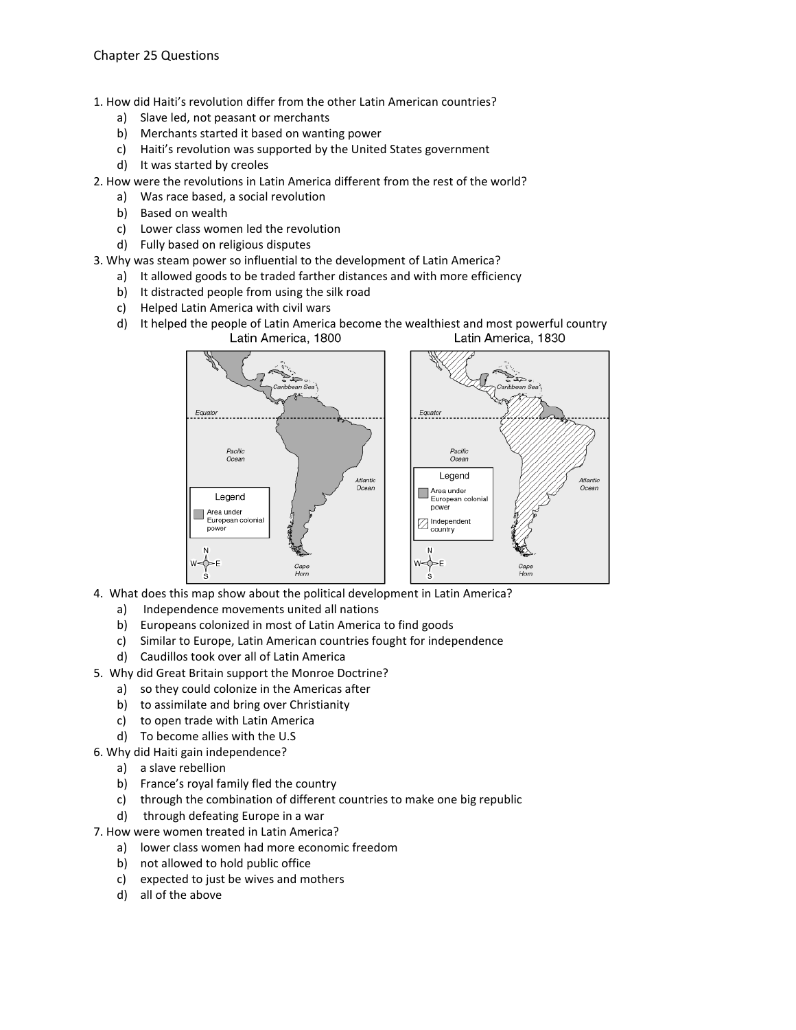Chapter 25 Questions

1. How did Haiti's revolution differ from the other Latin American countries?
   a) Slave led, not peasant or merchants
   b) Merchants started it based on wanting power
   c) Haiti's revolution was supported by the United States government
   d) It was started by creoles
2. How were the revolutions in Latin America different from the rest of the world?
   a) Was race based, a social revolution
   b) Based on wealth
   c) Lower class women led the revolution
   d) Fully based on religious disputes
3. Why was steam power so influential to the development of Latin America?
   a) It allowed goods to be traded farther distances and with more efficiency
   b) It distracted people from using the silk road
   c) Helped Latin America with civil wars
   d) It helped the people of Latin America become the wealthiest and most powerful country

Latin America, 1800 — Latin America, 1830

4. What does this map show about the political development in Latin America?
   a) Independence movements united all nations
   b) Europeans colonized in most of Latin America to find goods
   c) Similar to Europe, Latin American countries fought for independence
   d) Caudillos took over all of Latin America
5. Why did Great Britain support the Monroe Doctrine?
   a) so they could colonize in the Americas after
   b) to assimilate and bring over Christianity
   c) to open trade with Latin America
   d) To become allies with the U.S
6. Why did Haiti gain independence?
   a) a slave rebellion
   b) France's royal family fled the country
   c) through the combination of different countries to make one big republic
   d) through defeating Europe in a war
7. How were women treated in Latin America?
   a) lower class women had more economic freedom
   b) not allowed to hold public office
   c) expected to just be wives and mothers
   d) all of the above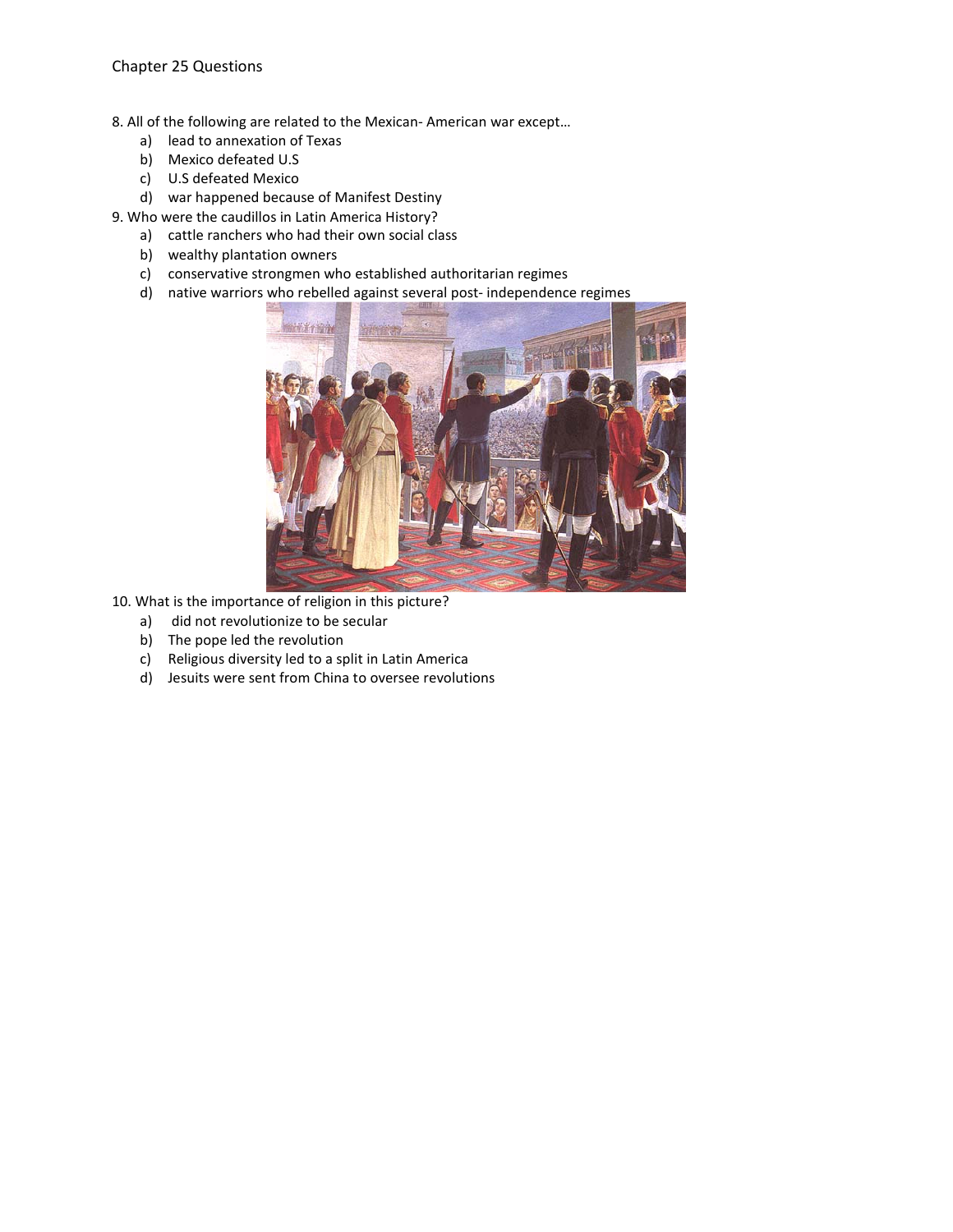Chapter 25 Questions

8. All of the following are related to the Mexican- American war except…
   a) lead to annexation of Texas
   b) Mexico defeated U.S
   c) U.S defeated Mexico
   d) war happened because of Manifest Destiny

9. Who were the caudillos in Latin America History?
   a) cattle ranchers who had their own social class
   b) wealthy plantation owners
   c) conservative strongmen who established authoritarian regimes
   d) native warriors who rebelled against several post- independence regimes

10. What is the importance of religion in this picture?
   a) did not revolutionize to be secular
   b) The pope led the revolution
   c) Religious diversity led to a split in Latin America
   d) Jesuits were sent from China to oversee revolutions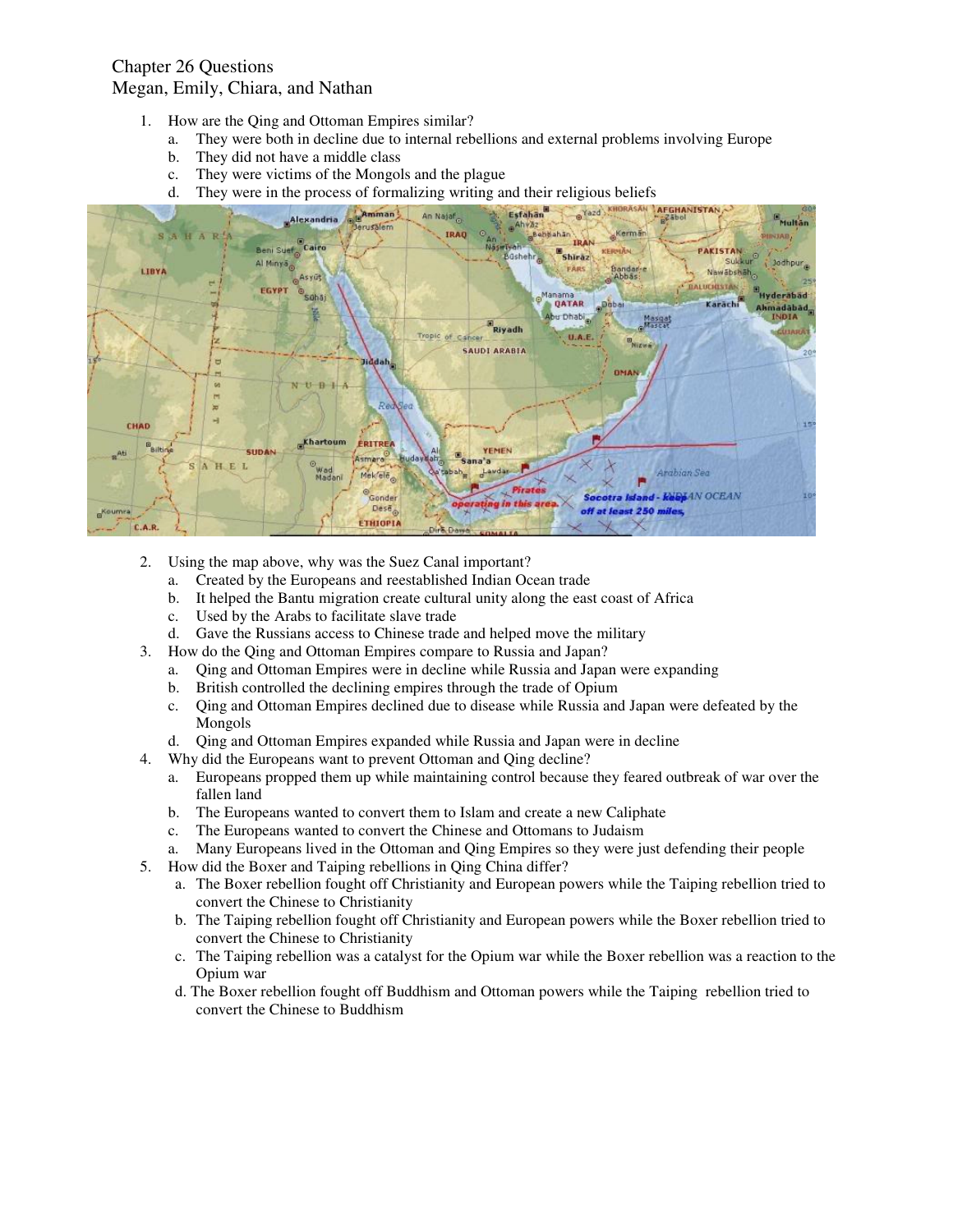Chapter 26 Questions
Megan, Emily, Chiara, and Nathan

1. How are the Qing and Ottoman Empires similar?
   a. They were both in decline due to internal rebellions and external problems involving Europe
   b. They did not have a middle class
   c. They were victims of the Mongols and the plague
   d. They were in the process of formalizing writing and their religious beliefs

2. Using the map above, why was the Suez Canal important?
   a. Created by the Europeans and reestablished Indian Ocean trade
   b. It helped the Bantu migration create cultural unity along the east coast of Africa
   c. Used by the Arabs to facilitate slave trade
   d. Gave the Russians access to Chinese trade and helped move the military
3. How do the Qing and Ottoman Empires compare to Russia and Japan?
   a. Qing and Ottoman Empires were in decline while Russia and Japan were expanding
   b. British controlled the declining empires through the trade of Opium
   c. Qing and Ottoman Empires declined due to disease while Russia and Japan were defeated by the Mongols
   d. Qing and Ottoman Empires expanded while Russia and Japan were in decline
4. Why did the Europeans want to prevent Ottoman and Qing decline?
   a. Europeans propped them up while maintaining control because they feared outbreak of war over the fallen land
   b. The Europeans wanted to convert them to Islam and create a new Caliphate
   c. The Europeans wanted to convert the Chinese and Ottomans to Judaism
   a. Many Europeans lived in the Ottoman and Qing Empires so they were just defending their people
5. How did the Boxer and Taiping rebellions in Qing China differ?
   a. The Boxer rebellion fought off Christianity and European powers while the Taiping rebellion tried to convert the Chinese to Christianity
   b. The Taiping rebellion fought off Christianity and European powers while the Boxer rebellion tried to convert the Chinese to Christianity
   c. The Taiping rebellion was a catalyst for the Opium war while the Boxer rebellion was a reaction to the Opium war
   d. The Boxer rebellion fought off Buddhism and Ottoman powers while the Taiping rebellion tried to convert the Chinese to Buddhism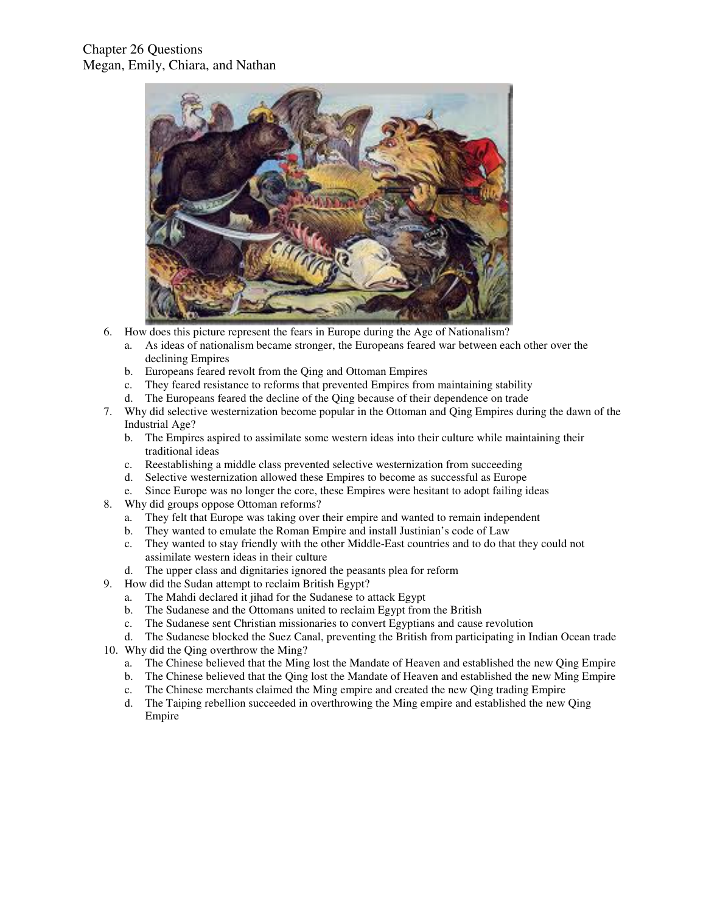Chapter 26 Questions
Megan, Emily, Chiara, and Nathan

6. How does this picture represent the fears in Europe during the Age of Nationalism?
   a. As ideas of nationalism became stronger, the Europeans feared war between each other over the declining Empires
   b. Europeans feared revolt from the Qing and Ottoman Empires
   c. They feared resistance to reforms that prevented Empires from maintaining stability
   d. The Europeans feared the decline of the Qing because of their dependence on trade
7. Why did selective westernization become popular in the Ottoman and Qing Empires during the dawn of the Industrial Age?
   b. The Empires aspired to assimilate some western ideas into their culture while maintaining their traditional ideas
   c. Reestablishing a middle class prevented selective westernization from succeeding
   d. Selective westernization allowed these Empires to become as successful as Europe
   e. Since Europe was no longer the core, these Empires were hesitant to adopt failing ideas
8. Why did groups oppose Ottoman reforms?
   a. They felt that Europe was taking over their empire and wanted to remain independent
   b. They wanted to emulate the Roman Empire and install Justinian's code of Law
   c. They wanted to stay friendly with the other Middle-East countries and to do that they could not assimilate western ideas in their culture
   d. The upper class and dignitaries ignored the peasants plea for reform
9. How did the Sudan attempt to reclaim British Egypt?
   a. The Mahdi declared it jihad for the Sudanese to attack Egypt
   b. The Sudanese and the Ottomans united to reclaim Egypt from the British
   c. The Sudanese sent Christian missionaries to convert Egyptians and cause revolution
   d. The Sudanese blocked the Suez Canal, preventing the British from participating in Indian Ocean trade
10. Why did the Qing overthrow the Ming?
    a. The Chinese believed that the Ming lost the Mandate of Heaven and established the new Qing Empire
    b. The Chinese believed that the Qing lost the Mandate of Heaven and established the new Ming Empire
    c. The Chinese merchants claimed the Ming empire and created the new Qing trading Empire
    d. The Taiping rebellion succeeded in overthrowing the Ming empire and established the new Qing Empire